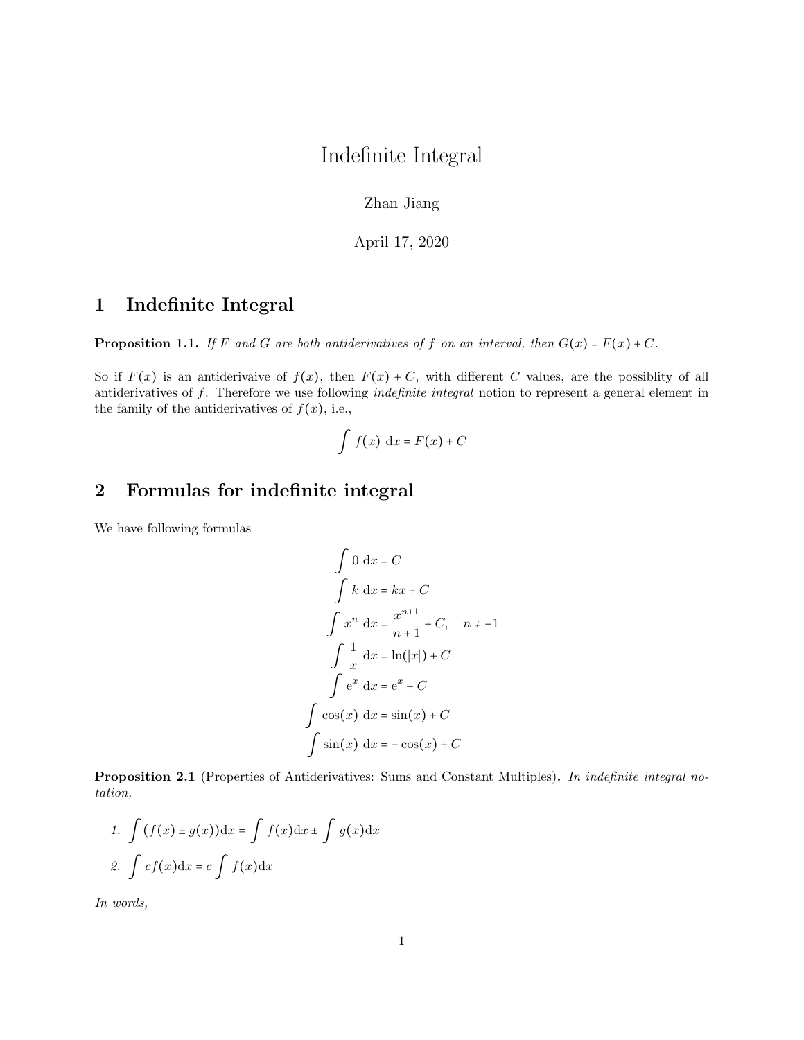# Indefinite Integral

Zhan Jiang

April 17, 2020

## 1 Indefinite Integral

**Proposition 1.1.** *If $F$ and $G$ are both antiderivatives of $f$ on an interval, then $G(x) = F(x) + C$.*

So if $F(x)$ is an antiderivaive of $f(x)$, then $F(x) + C$, with different $C$ values, are the possiblity of all antiderivatives of $f$. Therefore we use following *indefinite integral* notion to represent a general element in the family of the antiderivatives of $f(x)$, i.e.,

$$\int f(x)\ \mathrm{d}x = F(x) + C$$

## 2 Formulas for indefinite integral

We have following formulas

$$\begin{aligned}
\int 0\ \mathrm{d}x &= C \\
\int k\ \mathrm{d}x &= kx + C \\
\int x^n\ \mathrm{d}x &= \frac{x^{n+1}}{n+1} + C, \quad n \neq -1 \\
\int \frac{1}{x}\ \mathrm{d}x &= \ln(|x|) + C \\
\int \mathrm{e}^x\ \mathrm{d}x &= \mathrm{e}^x + C \\
\int \cos(x)\ \mathrm{d}x &= \sin(x) + C \\
\int \sin(x)\ \mathrm{d}x &= -\cos(x) + C
\end{aligned}$$

**Proposition 2.1** (Properties of Antiderivatives: Sums and Constant Multiples)**.** *In indefinite integral notation,*

1. $\int (f(x) \pm g(x))\mathrm{d}x = \int f(x)\mathrm{d}x \pm \int g(x)\mathrm{d}x$
2. $\int cf(x)\mathrm{d}x = c\int f(x)\mathrm{d}x$

*In words,*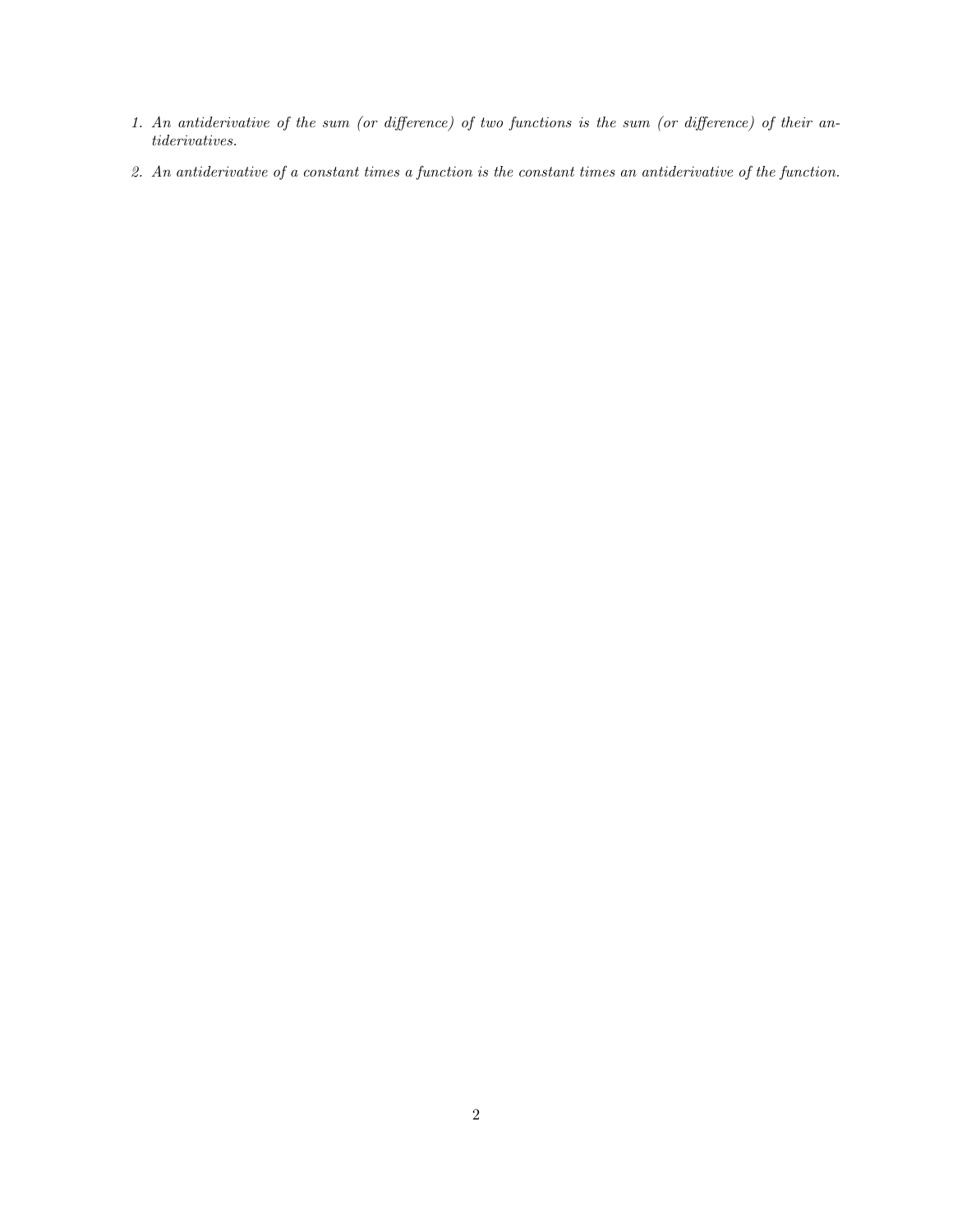1. *An antiderivative of the sum (or difference) of two functions is the sum (or difference) of their antiderivatives.*

2. *An antiderivative of a constant times a function is the constant times an antiderivative of the function.*